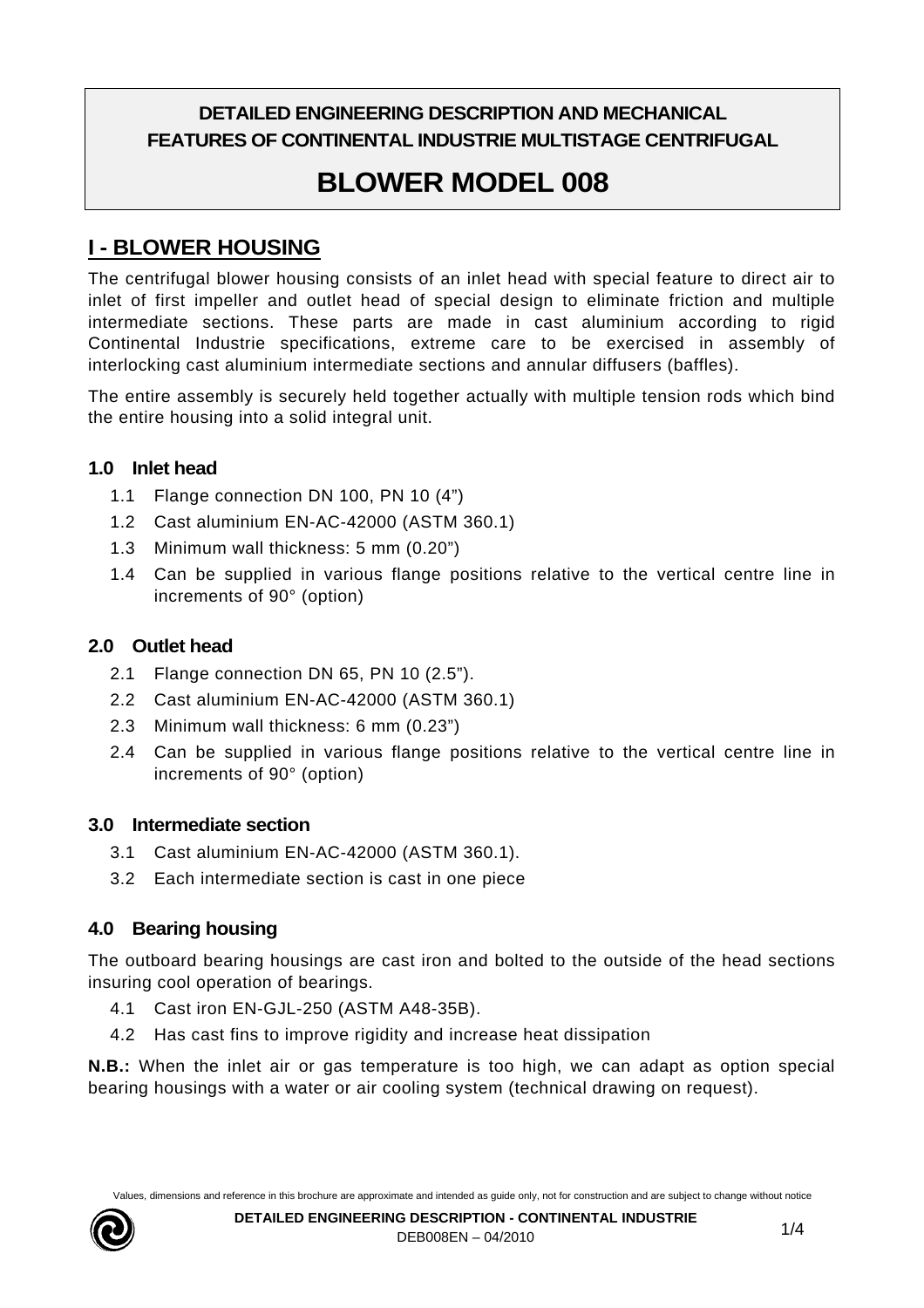# DETAILED ENGINEERING DESCRIPTION AND MECHANICAL FEATURES OF CONTINENTAL INDUSTRIE MULTISTAGE CENTRIFUGAL

# BLOWER MODEL 008

## I - BLOWER HOUSING

The centrifugal blower housing consists of an inlet head with special feature to direct air to inlet of first impeller and outlet head of special design to eliminate friction and multiple intermediate sections. These parts are made in cast aluminium according to rigid Continental Industrie specifications, extreme care to be exercised in assembly of interlocking cast aluminium intermediate sections and annular diffusers (baffles).

The entire assembly is securely held together actually with multiple tension rods which bind the entire housing into a solid integral unit.

### 1.0 Inlet head

1.1 Flange connection DN 100, PN 10 (4")
1.2 Cast aluminium EN-AC-42000 (ASTM 360.1)
1.3 Minimum wall thickness: 5 mm (0.20")
1.4 Can be supplied in various flange positions relative to the vertical centre line in increments of 90° (option)

### 2.0 Outlet head

2.1 Flange connection DN 65, PN 10 (2.5").
2.2 Cast aluminium EN-AC-42000 (ASTM 360.1)
2.3 Minimum wall thickness: 6 mm (0.23")
2.4 Can be supplied in various flange positions relative to the vertical centre line in increments of 90° (option)

### 3.0 Intermediate section

3.1 Cast aluminium EN-AC-42000 (ASTM 360.1).
3.2 Each intermediate section is cast in one piece

### 4.0 Bearing housing

The outboard bearing housings are cast iron and bolted to the outside of the head sections insuring cool operation of bearings.

4.1 Cast iron EN-GJL-250 (ASTM A48-35B).
4.2 Has cast fins to improve rigidity and increase heat dissipation

**N.B.:** When the inlet air or gas temperature is too high, we can adapt as option special bearing housings with a water or air cooling system (technical drawing on request).

Values, dimensions and reference in this brochure are approximate and intended as guide only, not for construction and are subject to change without notice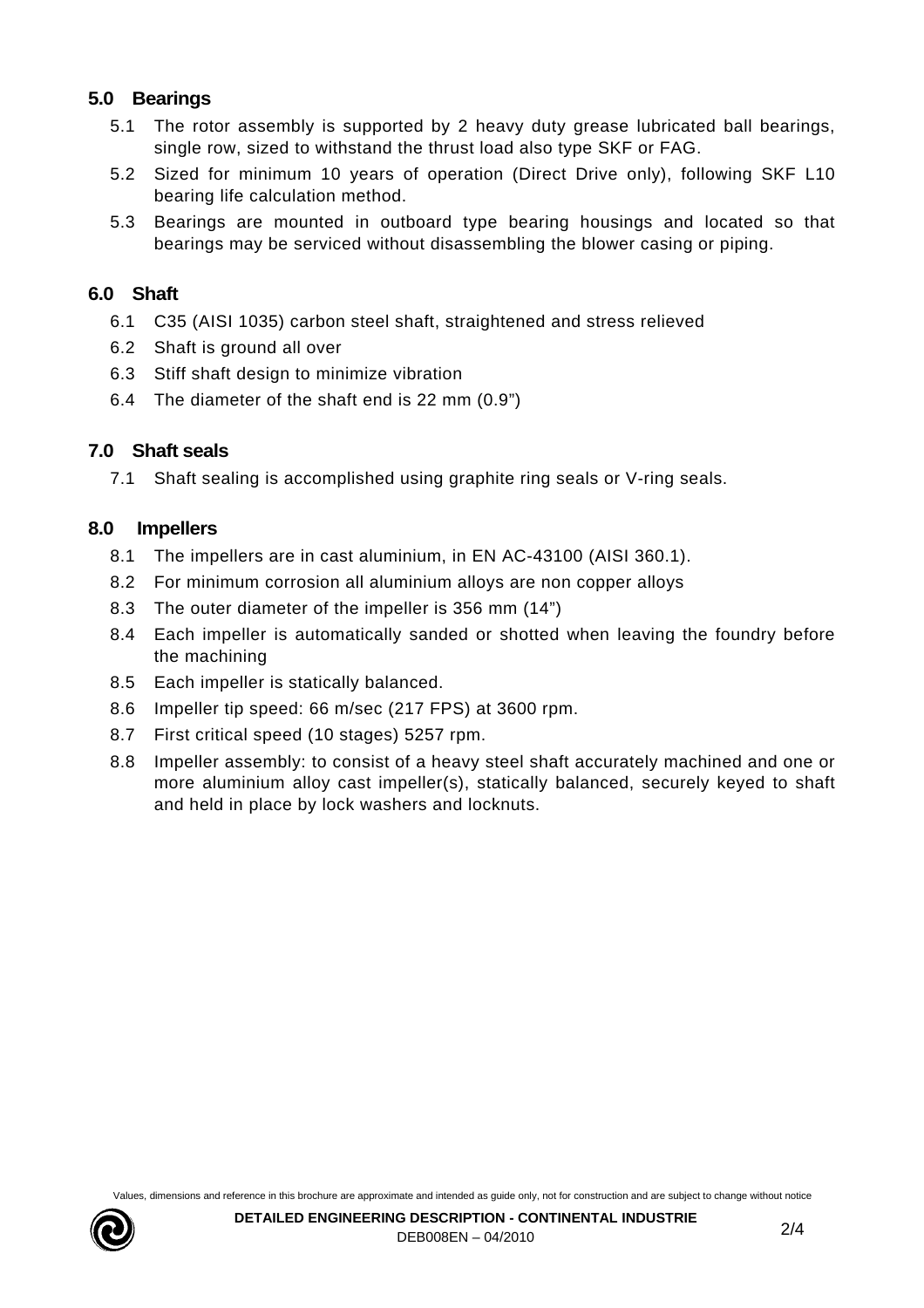## 5.0 Bearings

5.1 The rotor assembly is supported by 2 heavy duty grease lubricated ball bearings, single row, sized to withstand the thrust load also type SKF or FAG.

5.2 Sized for minimum 10 years of operation (Direct Drive only), following SKF L10 bearing life calculation method.

5.3 Bearings are mounted in outboard type bearing housings and located so that bearings may be serviced without disassembling the blower casing or piping.

## 6.0 Shaft

6.1 C35 (AISI 1035) carbon steel shaft, straightened and stress relieved

6.2 Shaft is ground all over

6.3 Stiff shaft design to minimize vibration

6.4 The diameter of the shaft end is 22 mm (0.9")

## 7.0 Shaft seals

7.1 Shaft sealing is accomplished using graphite ring seals or V-ring seals.

## 8.0 Impellers

8.1 The impellers are in cast aluminium, in EN AC-43100 (AISI 360.1).

8.2 For minimum corrosion all aluminium alloys are non copper alloys

8.3 The outer diameter of the impeller is 356 mm (14")

8.4 Each impeller is automatically sanded or shotted when leaving the foundry before the machining

8.5 Each impeller is statically balanced.

8.6 Impeller tip speed: 66 m/sec (217 FPS) at 3600 rpm.

8.7 First critical speed (10 stages) 5257 rpm.

8.8 Impeller assembly: to consist of a heavy steel shaft accurately machined and one or more aluminium alloy cast impeller(s), statically balanced, securely keyed to shaft and held in place by lock washers and locknuts.

Values, dimensions and reference in this brochure are approximate and intended as guide only, not for construction and are subject to change without notice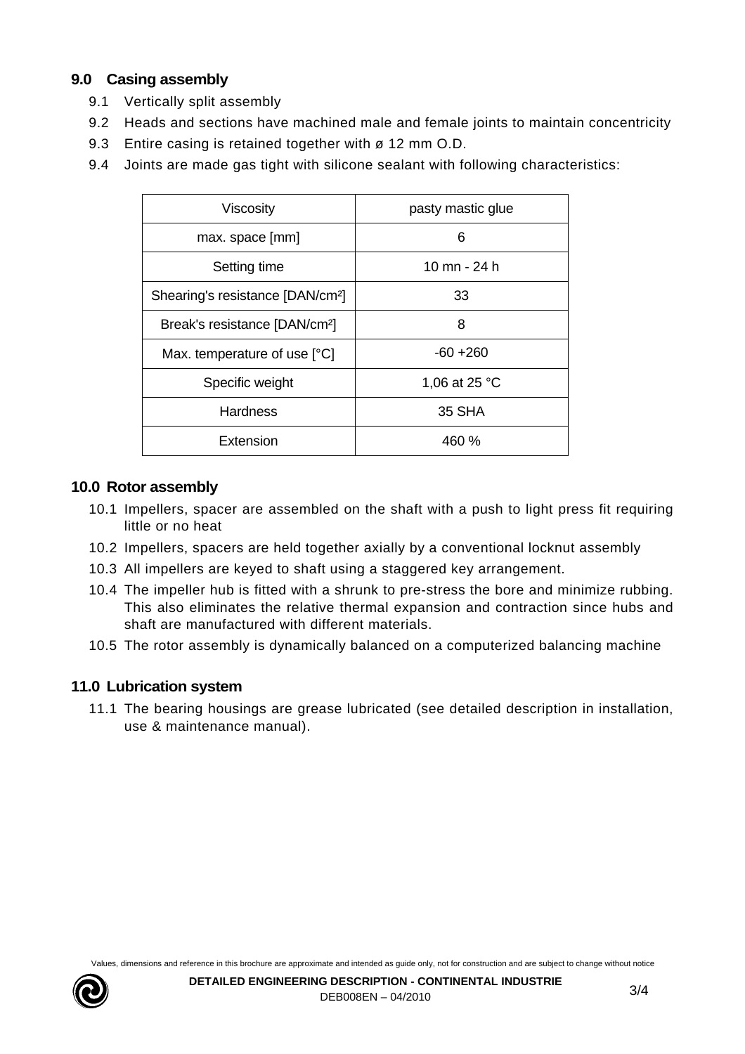## 9.0 Casing assembly

9.1 Vertically split assembly

9.2 Heads and sections have machined male and female joints to maintain concentricity

9.3 Entire casing is retained together with ø 12 mm O.D.

9.4 Joints are made gas tight with silicone sealant with following characteristics:

| Viscosity | pasty mastic glue |
|---|---|
| max. space [mm] | 6 |
| Setting time | 10 mn - 24 h |
| Shearing's resistance [DAN/cm²] | 33 |
| Break's resistance [DAN/cm²] | 8 |
| Max. temperature of use [°C] | -60 +260 |
| Specific weight | 1,06 at 25 °C |
| Hardness | 35 SHA |
| Extension | 460 % |

## 10.0 Rotor assembly

10.1 Impellers, spacer are assembled on the shaft with a push to light press fit requiring little or no heat

10.2 Impellers, spacers are held together axially by a conventional locknut assembly

10.3 All impellers are keyed to shaft using a staggered key arrangement.

10.4 The impeller hub is fitted with a shrunk to pre-stress the bore and minimize rubbing. This also eliminates the relative thermal expansion and contraction since hubs and shaft are manufactured with different materials.

10.5 The rotor assembly is dynamically balanced on a computerized balancing machine

## 11.0 Lubrication system

11.1 The bearing housings are grease lubricated (see detailed description in installation, use & maintenance manual).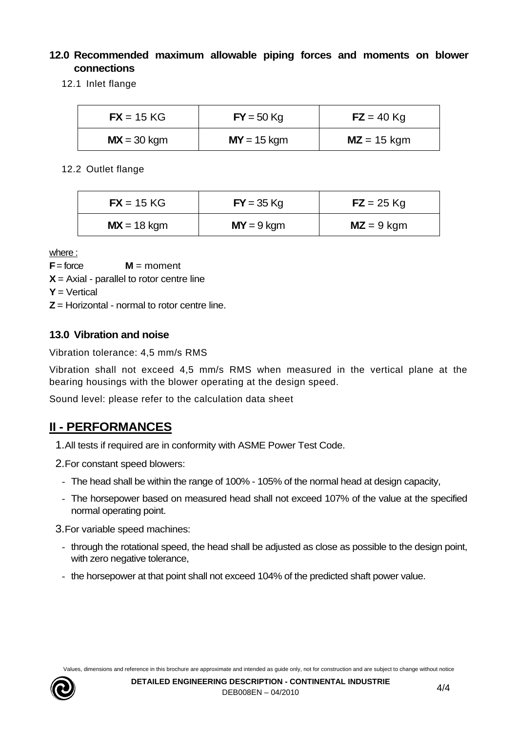## 12.0 Recommended maximum allowable piping forces and moments on blower connections

12.1 Inlet flange

| | | |
|---|---|---|
| **FX** = 15 KG | **FY** = 50 Kg | **FZ** = 40 Kg |
| **MX** = 30 kgm | **MY** = 15 kgm | **MZ** = 15 kgm |

12.2 Outlet flange

| | | |
|---|---|---|
| **FX** = 15 KG | **FY** = 35 Kg | **FZ** = 25 Kg |
| **MX** = 18 kgm | **MY** = 9 kgm | **MZ** = 9 kgm |

where :

**F** = force **M** = moment

**X** = Axial - parallel to rotor centre line

**Y** = Vertical

**Z** = Horizontal - normal to rotor centre line.

## 13.0 Vibration and noise

Vibration tolerance: 4,5 mm/s RMS

Vibration shall not exceed 4,5 mm/s RMS when measured in the vertical plane at the bearing housings with the blower operating at the design speed.

Sound level: please refer to the calculation data sheet

# II - PERFORMANCES

1. All tests if required are in conformity with ASME Power Test Code.
2. For constant speed blowers:
   - The head shall be within the range of 100% - 105% of the normal head at design capacity,
   - The horsepower based on measured head shall not exceed 107% of the value at the specified normal operating point.
3. For variable speed machines:
   - through the rotational speed, the head shall be adjusted as close as possible to the design point, with zero negative tolerance,
   - the horsepower at that point shall not exceed 104% of the predicted shaft power value.

Values, dimensions and reference in this brochure are approximate and intended as guide only, not for construction and are subject to change without notice

**DETAILED ENGINEERING DESCRIPTION - CONTINENTAL INDUSTRIE**
DEB008EN – 04/2010